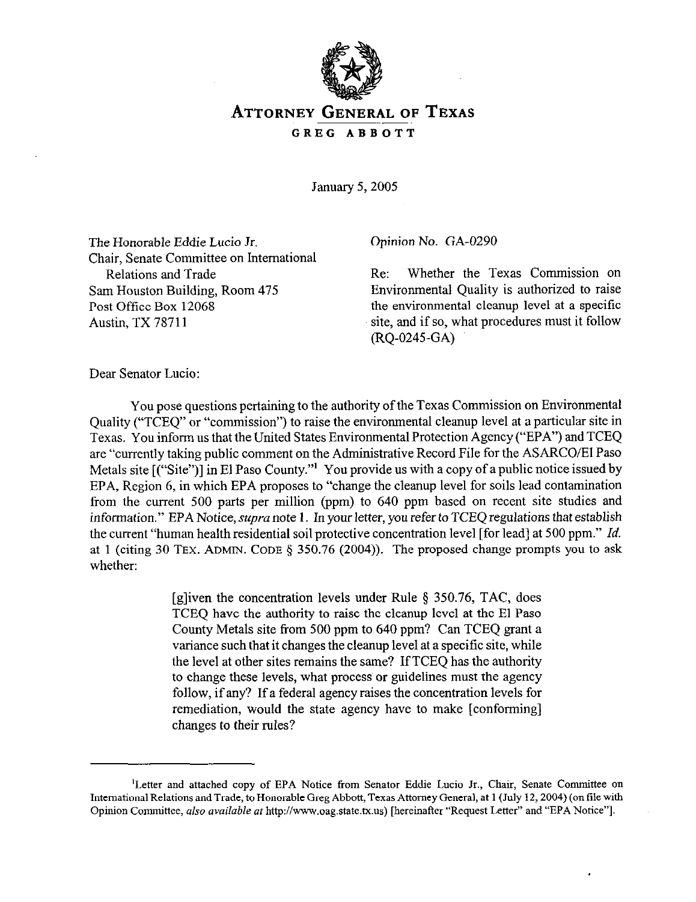# ATTORNEY GENERAL OF TEXAS

**GREG ABBOTT**

January 5, 2005

The Honorable Eddie Lucio Jr.
Chair, Senate Committee on International Relations and Trade
Sam Houston Building, Room 475
Post Office Box 12068
Austin, TX 78711

Opinion No. GA-0290

Re: Whether the Texas Commission on Environmental Quality is authorized to raise the environmental cleanup level at a specific site, and if so, what procedures must it follow (RQ-0245-GA)

Dear Senator Lucio:

You pose questions pertaining to the authority of the Texas Commission on Environmental Quality ("TCEQ" or "commission") to raise the environmental cleanup level at a particular site in Texas. You inform us that the United States Environmental Protection Agency ("EPA") and TCEQ are "currently taking public comment on the Administrative Record File for the ASARCO/El Paso Metals site [("Site")] in El Paso County."[1] You provide us with a copy of a public notice issued by EPA, Region 6, in which EPA proposes to "change the cleanup level for soils lead contamination from the current 500 parts per million (ppm) to 640 ppm based on recent site studies and information." EPA Notice, *supra* note 1. In your letter, you refer to TCEQ regulations that establish the current "human health residential soil protective concentration level [for lead] at 500 ppm." *Id.* at 1 (citing 30 TEX. ADMIN. CODE § 350.76 (2004)). The proposed change prompts you to ask whether:

> [g]iven the concentration levels under Rule § 350.76, TAC, does TCEQ have the authority to raise the cleanup level at the El Paso County Metals site from 500 ppm to 640 ppm? Can TCEQ grant a variance such that it changes the cleanup level at a specific site, while the level at other sites remains the same? If TCEQ has the authority to change these levels, what process or guidelines must the agency follow, if any? If a federal agency raises the concentration levels for remediation, would the state agency have to make [conforming] changes to their rules?

---

[1]Letter and attached copy of EPA Notice from Senator Eddie Lucio Jr., Chair, Senate Committee on International Relations and Trade, to Honorable Greg Abbott, Texas Attorney General, at 1 (July 12, 2004) (on file with Opinion Committee, *also available at* http://www.oag.state.tx.us) [hereinafter "Request Letter" and "EPA Notice"].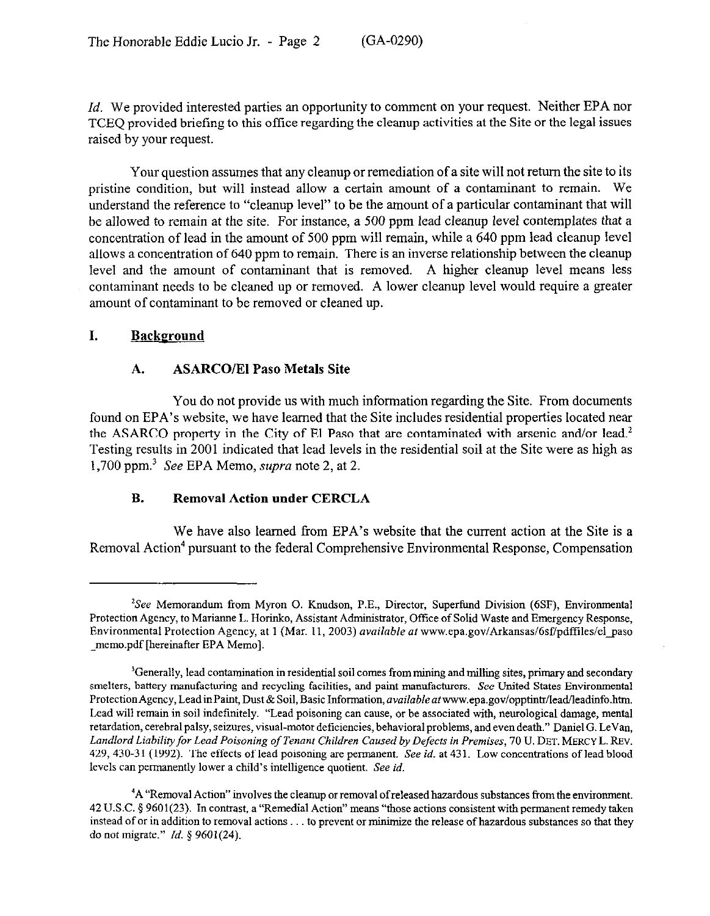*Id.* We provided interested parties an opportunity to comment on your request. Neither EPA nor TCEQ provided briefing to this office regarding the cleanup activities at the Site or the legal issues raised by your request.

Your question assumes that any cleanup or remediation of a site will not return the site to its pristine condition, but will instead allow a certain amount of a contaminant to remain. We understand the reference to "cleanup level" to be the amount of a particular contaminant that will be allowed to remain at the site. For instance, a 500 ppm lead cleanup level contemplates that a concentration of lead in the amount of 500 ppm will remain, while a 640 ppm lead cleanup level allows a concentration of 640 ppm to remain. There is an inverse relationship between the cleanup level and the amount of contaminant that is removed. A higher cleanup level means less contaminant needs to be cleaned up or removed. A lower cleanup level would require a greater amount of contaminant to be removed or cleaned up.

## I. Background

### A. ASARCO/El Paso Metals Site

You do not provide us with much information regarding the Site. From documents found on EPA's website, we have learned that the Site includes residential properties located near the ASARCO property in the City of El Paso that are contaminated with arsenic and/or lead.[2] Testing results in 2001 indicated that lead levels in the residential soil at the Site were as high as 1,700 ppm.[3] *See* EPA Memo, *supra* note 2, at 2.

### B. Removal Action under CERCLA

We have also learned from EPA's website that the current action at the Site is a Removal Action[4] pursuant to the federal Comprehensive Environmental Response, Compensation

---

[2] *See* Memorandum from Myron O. Knudson, P.E., Director, Superfund Division (6SF), Environmental Protection Agency, to Marianne L. Horinko, Assistant Administrator, Office of Solid Waste and Emergency Response, Environmental Protection Agency, at 1 (Mar. 11, 2003) *available at* www.epa.gov/Arkansas/6sf/pdffiles/el_paso_memo.pdf [hereinafter EPA Memo].

[3] Generally, lead contamination in residential soil comes from mining and milling sites, primary and secondary smelters, battery manufacturing and recycling facilities, and paint manufacturers. *See* United States Environmental Protection Agency, Lead in Paint, Dust & Soil, Basic Information, *available at* www.epa.gov/opptintr/lead/leadinfo.htm. Lead will remain in soil indefinitely. "Lead poisoning can cause, or be associated with, neurological damage, mental retardation, cerebral palsy, seizures, visual-motor deficiencies, behavioral problems, and even death." Daniel G. LeVan, *Landlord Liability for Lead Poisoning of Tenant Children Caused by Defects in Premises*, 70 U. DET. MERCY L. REV. 429, 430-31 (1992). The effects of lead poisoning are permanent. *See id.* at 431. Low concentrations of lead blood levels can permanently lower a child's intelligence quotient. *See id.*

[4] A "Removal Action" involves the cleanup or removal of released hazardous substances from the environment. 42 U.S.C. § 9601(23). In contrast, a "Remedial Action" means "those actions consistent with permanent remedy taken instead of or in addition to removal actions . . . to prevent or minimize the release of hazardous substances so that they do not migrate." *Id.* § 9601(24).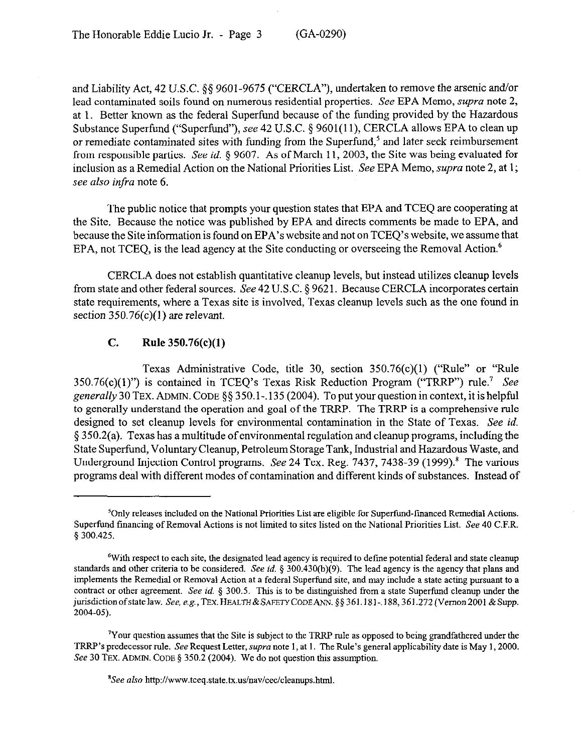and Liability Act, 42 U.S.C. §§ 9601-9675 ("CERCLA"), undertaken to remove the arsenic and/or lead contaminated soils found on numerous residential properties. *See* EPA Memo, *supra* note 2, at 1. Better known as the federal Superfund because of the funding provided by the Hazardous Substance Superfund ("Superfund"), *see* 42 U.S.C. § 9601(11), CERCLA allows EPA to clean up or remediate contaminated sites with funding from the Superfund,[5] and later seek reimbursement from responsible parties. *See id.* § 9607. As of March 11, 2003, the Site was being evaluated for inclusion as a Remedial Action on the National Priorities List. *See* EPA Memo, *supra* note 2, at 1; *see also infra* note 6.

The public notice that prompts your question states that EPA and TCEQ are cooperating at the Site. Because the notice was published by EPA and directs comments be made to EPA, and because the Site information is found on EPA's website and not on TCEQ's website, we assume that EPA, not TCEQ, is the lead agency at the Site conducting or overseeing the Removal Action.[6]

CERCLA does not establish quantitative cleanup levels, but instead utilizes cleanup levels from state and other federal sources. *See* 42 U.S.C. § 9621. Because CERCLA incorporates certain state requirements, where a Texas site is involved, Texas cleanup levels such as the one found in section 350.76(c)(1) are relevant.

### C. Rule 350.76(c)(1)

Texas Administrative Code, title 30, section 350.76(c)(1) ("Rule" or "Rule 350.76(c)(1)") is contained in TCEQ's Texas Risk Reduction Program ("TRRP") rule.[7] *See generally* 30 TEX. ADMIN. CODE §§ 350.1-.135 (2004). To put your question in context, it is helpful to generally understand the operation and goal of the TRRP. The TRRP is a comprehensive rule designed to set cleanup levels for environmental contamination in the State of Texas. *See id.* § 350.2(a). Texas has a multitude of environmental regulation and cleanup programs, including the State Superfund, Voluntary Cleanup, Petroleum Storage Tank, Industrial and Hazardous Waste, and Underground Injection Control programs. *See* 24 Tex. Reg. 7437, 7438-39 (1999).[8] The various programs deal with different modes of contamination and different kinds of substances. Instead of

---

[5]Only releases included on the National Priorities List are eligible for Superfund-financed Remedial Actions. Superfund financing of Removal Actions is not limited to sites listed on the National Priorities List. *See* 40 C.F.R. § 300.425.

[6]With respect to each site, the designated lead agency is required to define potential federal and state cleanup standards and other criteria to be considered. *See id.* § 300.430(b)(9). The lead agency is the agency that plans and implements the Remedial or Removal Action at a federal Superfund site, and may include a state acting pursuant to a contract or other agreement. *See id.* § 300.5. This is to be distinguished from a state Superfund cleanup under the jurisdiction of state law. *See, e.g.*, TEX. HEALTH & SAFETY CODE ANN. §§ 361.181-.188, 361.272 (Vernon 2001 & Supp. 2004-05).

[7]Your question assumes that the Site is subject to the TRRP rule as opposed to being grandfathered under the TRRP's predecessor rule. *See* Request Letter, *supra* note 1, at 1. The Rule's general applicability date is May 1, 2000. *See* 30 TEX. ADMIN. CODE § 350.2 (2004). We do not question this assumption.

[8]*See also* http://www.tceq.state.tx.us/nav/cec/cleanups.html.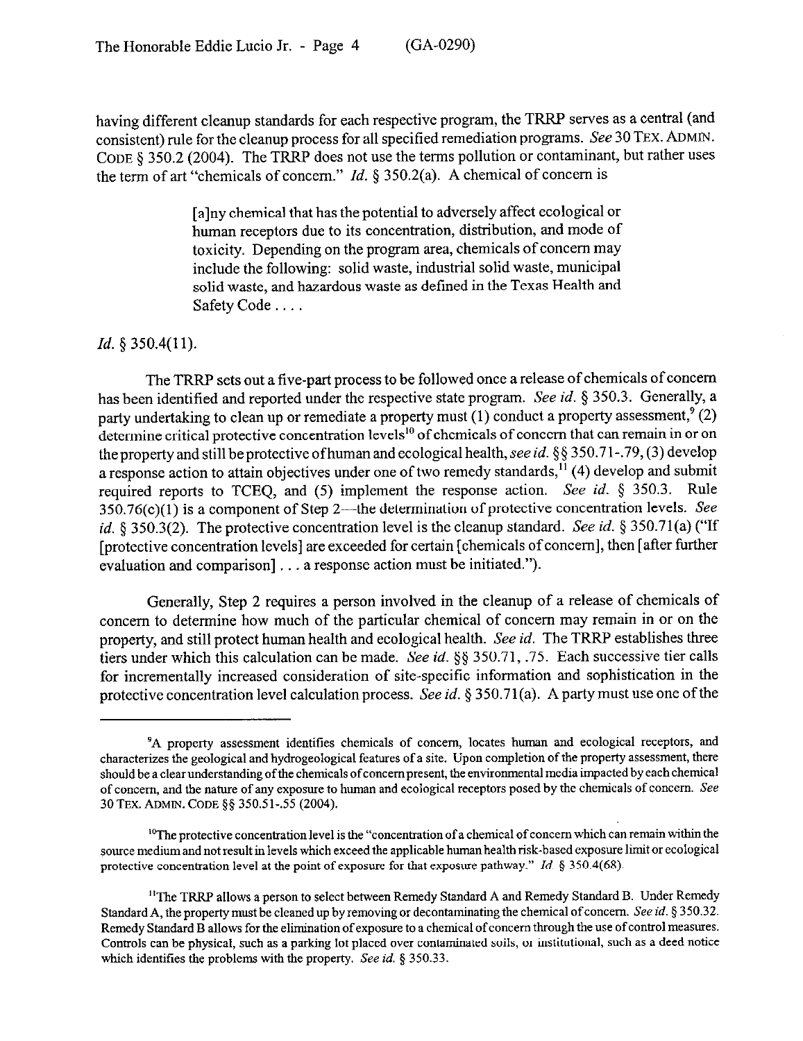having different cleanup standards for each respective program, the TRRP serves as a central (and consistent) rule for the cleanup process for all specified remediation programs. *See* 30 TEX. ADMIN. CODE § 350.2 (2004). The TRRP does not use the terms pollution or contaminant, but rather uses the term of art "chemicals of concern." *Id.* § 350.2(a). A chemical of concern is

> [a]ny chemical that has the potential to adversely affect ecological or human receptors due to its concentration, distribution, and mode of toxicity. Depending on the program area, chemicals of concern may include the following: solid waste, industrial solid waste, municipal solid waste, and hazardous waste as defined in the Texas Health and Safety Code . . . .

*Id.* § 350.4(11).

The TRRP sets out a five-part process to be followed once a release of chemicals of concern has been identified and reported under the respective state program. *See id.* § 350.3. Generally, a party undertaking to clean up or remediate a property must (1) conduct a property assessment,[9] (2) determine critical protective concentration levels[10] of chemicals of concern that can remain in or on the property and still be protective of human and ecological health, *see id.* §§ 350.71-.79, (3) develop a response action to attain objectives under one of two remedy standards,[11] (4) develop and submit required reports to TCEQ, and (5) implement the response action. *See id.* § 350.3. Rule 350.76(c)(1) is a component of Step 2—the determination of protective concentration levels. *See id.* § 350.3(2). The protective concentration level is the cleanup standard. *See id.* § 350.71(a) ("If [protective concentration levels] are exceeded for certain [chemicals of concern], then [after further evaluation and comparison] . . . a response action must be initiated.").

Generally, Step 2 requires a person involved in the cleanup of a release of chemicals of concern to determine how much of the particular chemical of concern may remain in or on the property, and still protect human health and ecological health. *See id.* The TRRP establishes three tiers under which this calculation can be made. *See id.* §§ 350.71, .75. Each successive tier calls for incrementally increased consideration of site-specific information and sophistication in the protective concentration level calculation process. *See id.* § 350.71(a). A party must use one of the

---

[9] A property assessment identifies chemicals of concern, locates human and ecological receptors, and characterizes the geological and hydrogeological features of a site. Upon completion of the property assessment, there should be a clear understanding of the chemicals of concern present, the environmental media impacted by each chemical of concern, and the nature of any exposure to human and ecological receptors posed by the chemicals of concern. *See* 30 TEX. ADMIN. CODE §§ 350.51-.55 (2004).

[10] The protective concentration level is the "concentration of a chemical of concern which can remain within the source medium and not result in levels which exceed the applicable human health risk-based exposure limit or ecological protective concentration level at the point of exposure for that exposure pathway." *Id.* § 350.4(68).

[11] The TRRP allows a person to select between Remedy Standard A and Remedy Standard B. Under Remedy Standard A, the property must be cleaned up by removing or decontaminating the chemical of concern. *See id.* § 350.32. Remedy Standard B allows for the elimination of exposure to a chemical of concern through the use of control measures. Controls can be physical, such as a parking lot placed over contaminated soils, or institutional, such as a deed notice which identifies the problems with the property. *See id.* § 350.33.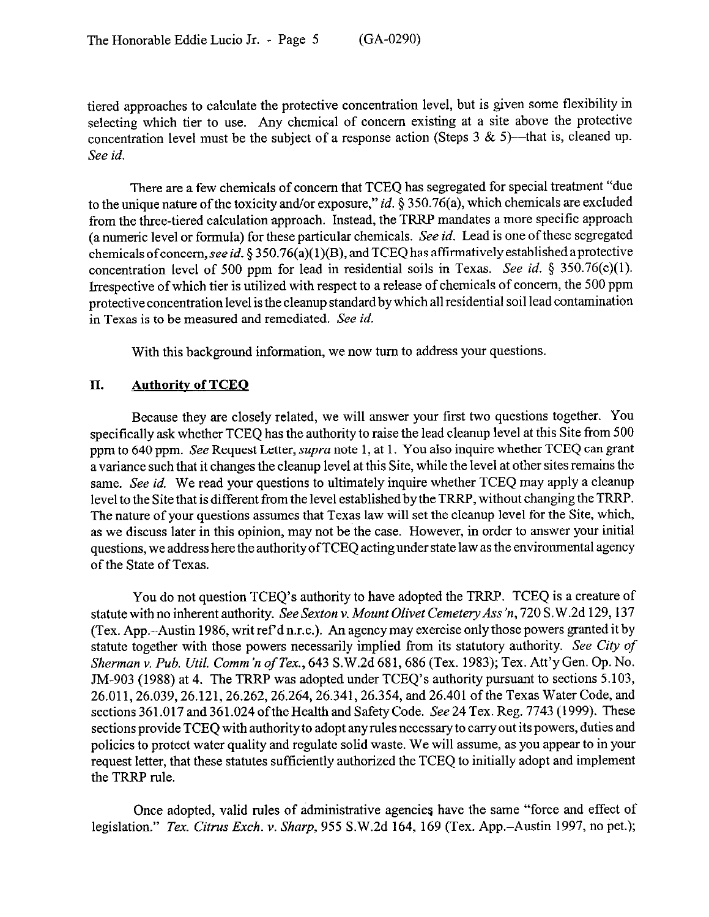tiered approaches to calculate the protective concentration level, but is given some flexibility in selecting which tier to use. Any chemical of concern existing at a site above the protective concentration level must be the subject of a response action (Steps 3 & 5)—that is, cleaned up. *See id.*

There are a few chemicals of concern that TCEQ has segregated for special treatment "due to the unique nature of the toxicity and/or exposure," *id.* § 350.76(a), which chemicals are excluded from the three-tiered calculation approach. Instead, the TRRP mandates a more specific approach (a numeric level or formula) for these particular chemicals. *See id.* Lead is one of these segregated chemicals of concern, *see id.* § 350.76(a)(1)(B), and TCEQ has affirmatively established a protective concentration level of 500 ppm for lead in residential soils in Texas. *See id.* § 350.76(c)(1). Irrespective of which tier is utilized with respect to a release of chemicals of concern, the 500 ppm protective concentration level is the cleanup standard by which all residential soil lead contamination in Texas is to be measured and remediated. *See id.*

With this background information, we now turn to address your questions.

## II. Authority of TCEQ

Because they are closely related, we will answer your first two questions together. You specifically ask whether TCEQ has the authority to raise the lead cleanup level at this Site from 500 ppm to 640 ppm. *See* Request Letter, *supra* note 1, at 1. You also inquire whether TCEQ can grant a variance such that it changes the cleanup level at this Site, while the level at other sites remains the same. *See id.* We read your questions to ultimately inquire whether TCEQ may apply a cleanup level to the Site that is different from the level established by the TRRP, without changing the TRRP. The nature of your questions assumes that Texas law will set the cleanup level for the Site, which, as we discuss later in this opinion, may not be the case. However, in order to answer your initial questions, we address here the authority of TCEQ acting under state law as the environmental agency of the State of Texas.

You do not question TCEQ's authority to have adopted the TRRP. TCEQ is a creature of statute with no inherent authority. *See Sexton v. Mount Olivet Cemetery Ass'n*, 720 S.W.2d 129, 137 (Tex. App.–Austin 1986, writ ref'd n.r.e.). An agency may exercise only those powers granted it by statute together with those powers necessarily implied from its statutory authority. *See City of Sherman v. Pub. Util. Comm'n of Tex.*, 643 S.W.2d 681, 686 (Tex. 1983); Tex. Att'y Gen. Op. No. JM-903 (1988) at 4. The TRRP was adopted under TCEQ's authority pursuant to sections 5.103, 26.011, 26.039, 26.121, 26.262, 26.264, 26.341, 26.354, and 26.401 of the Texas Water Code, and sections 361.017 and 361.024 of the Health and Safety Code. *See* 24 Tex. Reg. 7743 (1999). These sections provide TCEQ with authority to adopt any rules necessary to carry out its powers, duties and policies to protect water quality and regulate solid waste. We will assume, as you appear to in your request letter, that these statutes sufficiently authorized the TCEQ to initially adopt and implement the TRRP rule.

Once adopted, valid rules of administrative agencies have the same "force and effect of legislation." *Tex. Citrus Exch. v. Sharp*, 955 S.W.2d 164, 169 (Tex. App.–Austin 1997, no pet.);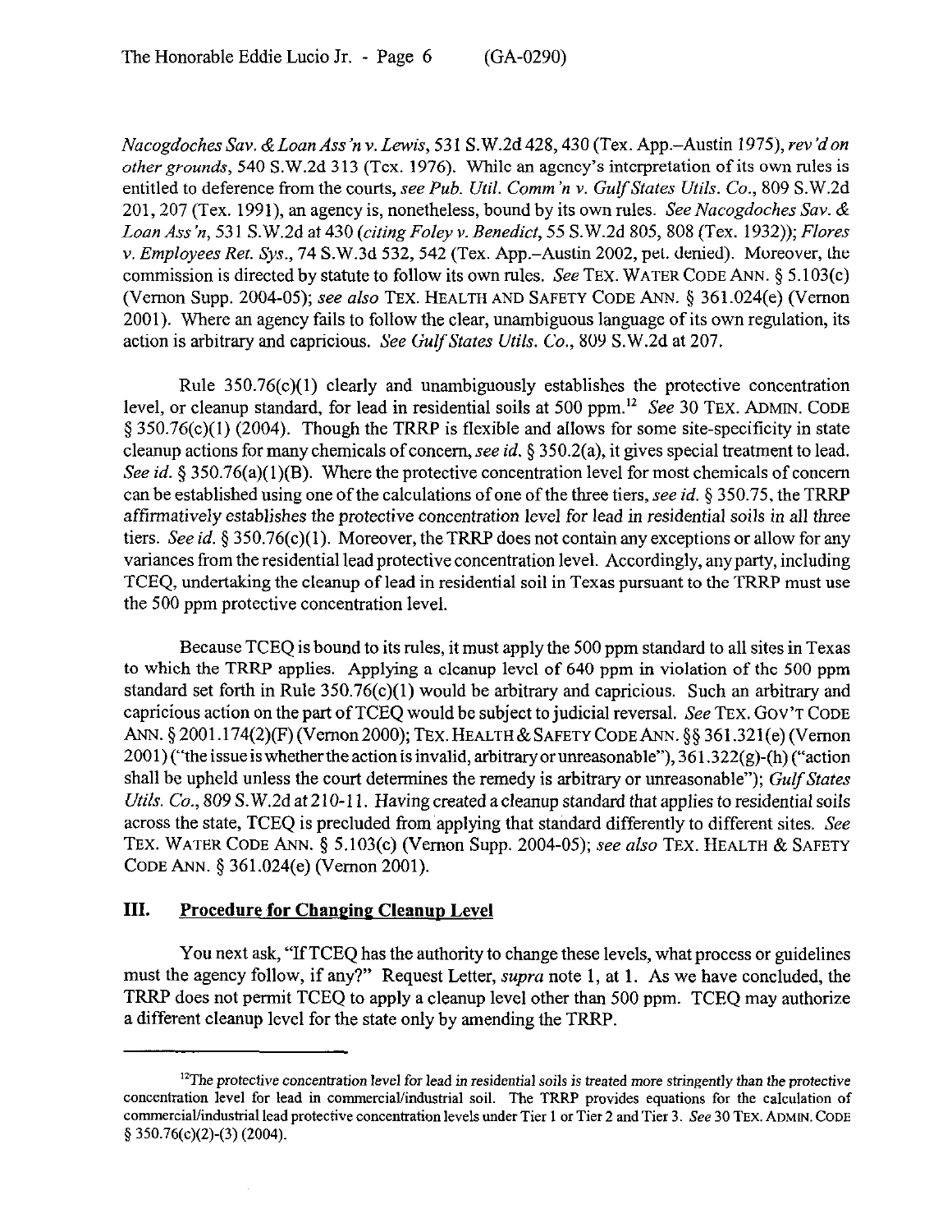*Nacogdoches Sav. & Loan Ass'n v. Lewis*, 531 S.W.2d 428, 430 (Tex. App.–Austin 1975), *rev'd on other grounds*, 540 S.W.2d 313 (Tex. 1976). While an agency's interpretation of its own rules is entitled to deference from the courts, *see Pub. Util. Comm'n v. Gulf States Utils. Co.*, 809 S.W.2d 201, 207 (Tex. 1991), an agency is, nonetheless, bound by its own rules. *See Nacogdoches Sav. & Loan Ass'n*, 531 S.W.2d at 430 (*citing Foley v. Benedict*, 55 S.W.2d 805, 808 (Tex. 1932)); *Flores v. Employees Ret. Sys.*, 74 S.W.3d 532, 542 (Tex. App.–Austin 2002, pet. denied). Moreover, the commission is directed by statute to follow its own rules. *See* TEX. WATER CODE ANN. § 5.103(c) (Vernon Supp. 2004-05); *see also* TEX. HEALTH AND SAFETY CODE ANN. § 361.024(e) (Vernon 2001). Where an agency fails to follow the clear, unambiguous language of its own regulation, its action is arbitrary and capricious. *See Gulf States Utils. Co.*, 809 S.W.2d at 207.

Rule 350.76(c)(1) clearly and unambiguously establishes the protective concentration level, or cleanup standard, for lead in residential soils at 500 ppm.[12] *See* 30 TEX. ADMIN. CODE § 350.76(c)(1) (2004). Though the TRRP is flexible and allows for some site-specificity in state cleanup actions for many chemicals of concern, *see id.* § 350.2(a), it gives special treatment to lead. *See id.* § 350.76(a)(1)(B). Where the protective concentration level for most chemicals of concern can be established using one of the calculations of one of the three tiers, *see id.* § 350.75, the TRRP affirmatively establishes the protective concentration level for lead in residential soils in all three tiers. *See id.* § 350.76(c)(1). Moreover, the TRRP does not contain any exceptions or allow for any variances from the residential lead protective concentration level. Accordingly, any party, including TCEQ, undertaking the cleanup of lead in residential soil in Texas pursuant to the TRRP must use the 500 ppm protective concentration level.

Because TCEQ is bound to its rules, it must apply the 500 ppm standard to all sites in Texas to which the TRRP applies. Applying a cleanup level of 640 ppm in violation of the 500 ppm standard set forth in Rule 350.76(c)(1) would be arbitrary and capricious. Such an arbitrary and capricious action on the part of TCEQ would be subject to judicial reversal. *See* TEX. GOV'T CODE ANN. § 2001.174(2)(F) (Vernon 2000); TEX. HEALTH & SAFETY CODE ANN. §§ 361.321(e) (Vernon 2001) ("the issue is whether the action is invalid, arbitrary or unreasonable"), 361.322(g)-(h) ("action shall be upheld unless the court determines the remedy is arbitrary or unreasonable"); *Gulf States Utils. Co.*, 809 S.W.2d at 210-11. Having created a cleanup standard that applies to residential soils across the state, TCEQ is precluded from applying that standard differently to different sites. *See* TEX. WATER CODE ANN. § 5.103(c) (Vernon Supp. 2004-05); *see also* TEX. HEALTH & SAFETY CODE ANN. § 361.024(e) (Vernon 2001).

## III. Procedure for Changing Cleanup Level

You next ask, "If TCEQ has the authority to change these levels, what process or guidelines must the agency follow, if any?" Request Letter, *supra* note 1, at 1. As we have concluded, the TRRP does not permit TCEQ to apply a cleanup level other than 500 ppm. TCEQ may authorize a different cleanup level for the state only by amending the TRRP.

---

[12] The protective concentration level for lead in residential soils is treated more stringently than the protective concentration level for lead in commercial/industrial soil. The TRRP provides equations for the calculation of commercial/industrial lead protective concentration levels under Tier 1 or Tier 2 and Tier 3. *See* 30 TEX. ADMIN. CODE § 350.76(c)(2)-(3) (2004).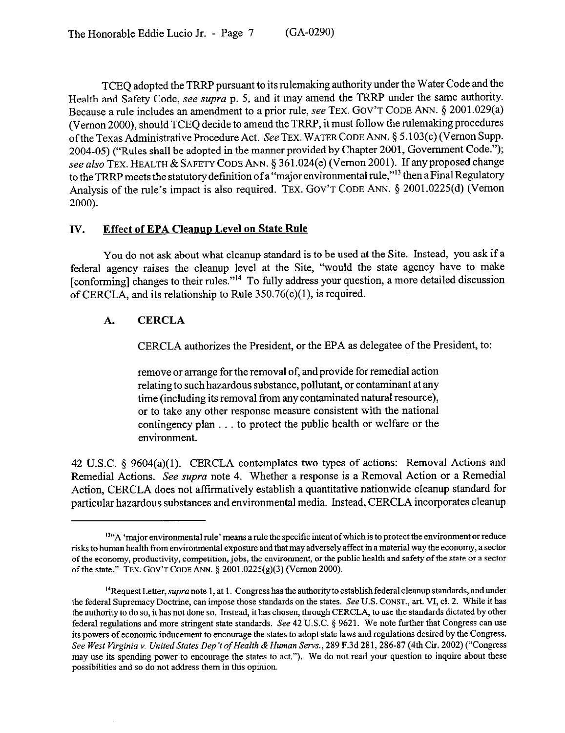TCEQ adopted the TRRP pursuant to its rulemaking authority under the Water Code and the Health and Safety Code, *see supra* p. 5, and it may amend the TRRP under the same authority. Because a rule includes an amendment to a prior rule, *see* TEX. GOV'T CODE ANN. § 2001.029(a) (Vernon 2000), should TCEQ decide to amend the TRRP, it must follow the rulemaking procedures of the Texas Administrative Procedure Act. *See* TEX. WATER CODE ANN. § 5.103(c) (Vernon Supp. 2004-05) ("Rules shall be adopted in the manner provided by Chapter 2001, Government Code."); *see also* TEX. HEALTH & SAFETY CODE ANN. § 361.024(e) (Vernon 2001). If any proposed change to the TRRP meets the statutory definition of a "major environmental rule,"[13] then a Final Regulatory Analysis of the rule's impact is also required. TEX. GOV'T CODE ANN. § 2001.0225(d) (Vernon 2000).

## IV. Effect of EPA Cleanup Level on State Rule

You do not ask about what cleanup standard is to be used at the Site. Instead, you ask if a federal agency raises the cleanup level at the Site, "would the state agency have to make [conforming] changes to their rules."[14] To fully address your question, a more detailed discussion of CERCLA, and its relationship to Rule 350.76(c)(1), is required.

### A. CERCLA

CERCLA authorizes the President, or the EPA as delegatee of the President, to:

> remove or arrange for the removal of, and provide for remedial action relating to such hazardous substance, pollutant, or contaminant at any time (including its removal from any contaminated natural resource), or to take any other response measure consistent with the national contingency plan . . . to protect the public health or welfare or the environment.

42 U.S.C. § 9604(a)(1). CERCLA contemplates two types of actions: Removal Actions and Remedial Actions. *See supra* note 4. Whether a response is a Removal Action or a Remedial Action, CERCLA does not affirmatively establish a quantitative nationwide cleanup standard for particular hazardous substances and environmental media. Instead, CERCLA incorporates cleanup

---

[13] "A 'major environmental rule' means a rule the specific intent of which is to protect the environment or reduce risks to human health from environmental exposure and that may adversely affect in a material way the economy, a sector of the economy, productivity, competition, jobs, the environment, or the public health and safety of the state or a sector of the state." TEX. GOV'T CODE ANN. § 2001.0225(g)(3) (Vernon 2000).

[14] Request Letter, *supra* note 1, at 1. Congress has the authority to establish federal cleanup standards, and under the federal Supremacy Doctrine, can impose those standards on the states. *See* U.S. CONST., art. VI, cl. 2. While it has the authority to do so, it has not done so. Instead, it has chosen, through CERCLA, to use the standards dictated by other federal regulations and more stringent state standards. *See* 42 U.S.C. § 9621. We note further that Congress can use its powers of economic inducement to encourage the states to adopt state laws and regulations desired by the Congress. *See West Virginia v. United States Dep't of Health & Human Servs.*, 289 F.3d 281, 286-87 (4th Cir. 2002) ("Congress may use its spending power to encourage the states to act."). We do not read your question to inquire about these possibilities and so do not address them in this opinion.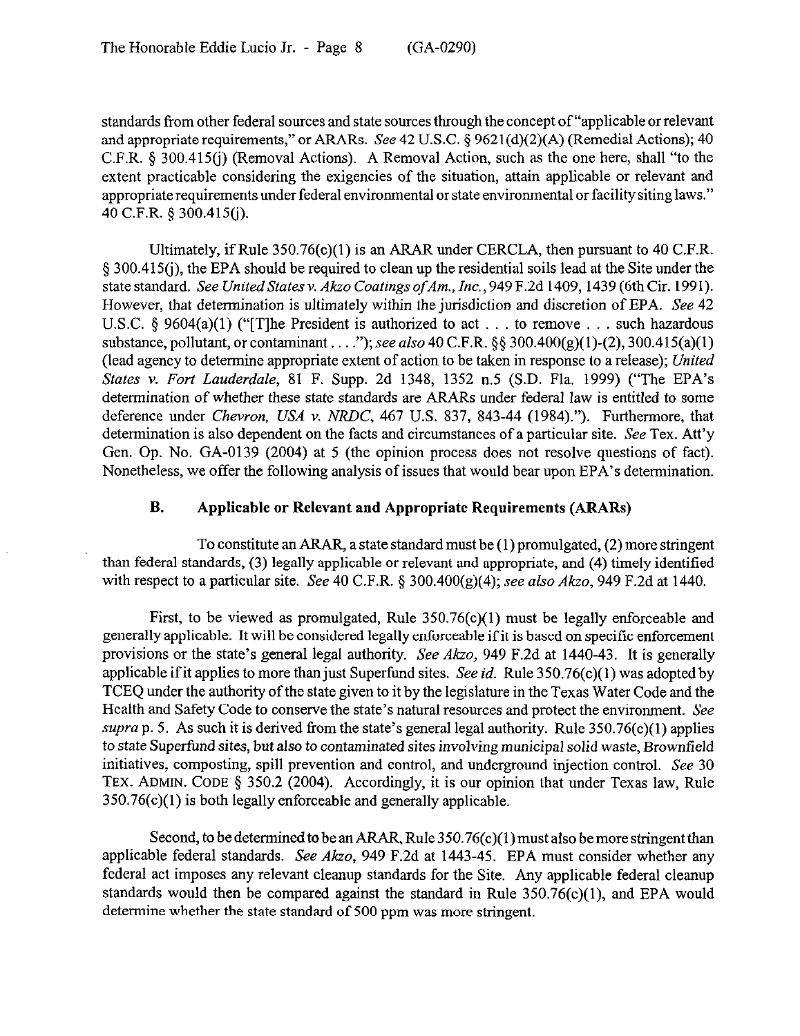standards from other federal sources and state sources through the concept of "applicable or relevant and appropriate requirements," or ARARs. *See* 42 U.S.C. § 9621(d)(2)(A) (Remedial Actions); 40 C.F.R. § 300.415(j) (Removal Actions). A Removal Action, such as the one here, shall "to the extent practicable considering the exigencies of the situation, attain applicable or relevant and appropriate requirements under federal environmental or state environmental or facility siting laws." 40 C.F.R. § 300.415(j).

Ultimately, if Rule 350.76(c)(1) is an ARAR under CERCLA, then pursuant to 40 C.F.R. § 300.415(j), the EPA should be required to clean up the residential soils lead at the Site under the state standard. *See United States v. Akzo Coatings of Am., Inc.*, 949 F.2d 1409, 1439 (6th Cir. 1991). However, that determination is ultimately within the jurisdiction and discretion of EPA. *See* 42 U.S.C. § 9604(a)(1) ("[T]he President is authorized to act . . . to remove . . . such hazardous substance, pollutant, or contaminant . . . ."); *see also* 40 C.F.R. §§ 300.400(g)(1)-(2), 300.415(a)(1) (lead agency to determine appropriate extent of action to be taken in response to a release); *United States v. Fort Lauderdale*, 81 F. Supp. 2d 1348, 1352 n.5 (S.D. Fla. 1999) ("The EPA's determination of whether these state standards are ARARs under federal law is entitled to some deference under *Chevron, USA v. NRDC*, 467 U.S. 837, 843-44 (1984)."). Furthermore, that determination is also dependent on the facts and circumstances of a particular site. *See* Tex. Att'y Gen. Op. No. GA-0139 (2004) at 5 (the opinion process does not resolve questions of fact). Nonetheless, we offer the following analysis of issues that would bear upon EPA's determination.

## B. Applicable or Relevant and Appropriate Requirements (ARARs)

To constitute an ARAR, a state standard must be (1) promulgated, (2) more stringent than federal standards, (3) legally applicable or relevant and appropriate, and (4) timely identified with respect to a particular site. *See* 40 C.F.R. § 300.400(g)(4); *see also Akzo*, 949 F.2d at 1440.

First, to be viewed as promulgated, Rule 350.76(c)(1) must be legally enforceable and generally applicable. It will be considered legally enforceable if it is based on specific enforcement provisions or the state's general legal authority. *See Akzo*, 949 F.2d at 1440-43. It is generally applicable if it applies to more than just Superfund sites. *See id.* Rule 350.76(c)(1) was adopted by TCEQ under the authority of the state given to it by the legislature in the Texas Water Code and the Health and Safety Code to conserve the state's natural resources and protect the environment. *See supra* p. 5. As such it is derived from the state's general legal authority. Rule 350.76(c)(1) applies to state Superfund sites, but also *to contaminated sites involving municipal solid waste, Brownfield initiatives, composting, spill prevention and control, and underground injection control.* *See* 30 TEX. ADMIN. CODE § 350.2 (2004). Accordingly, it is our opinion that under Texas law, Rule 350.76(c)(1) is both legally enforceable and generally applicable.

Second, to be determined to be an ARAR, Rule 350.76(c)(1) must also be more stringent than applicable federal standards. *See Akzo*, 949 F.2d at 1443-45. EPA must consider whether any federal act imposes any relevant cleanup standards for the Site. Any applicable federal cleanup standards would then be compared against the standard in Rule 350.76(c)(1), and EPA would determine whether the state standard of 500 ppm was more stringent.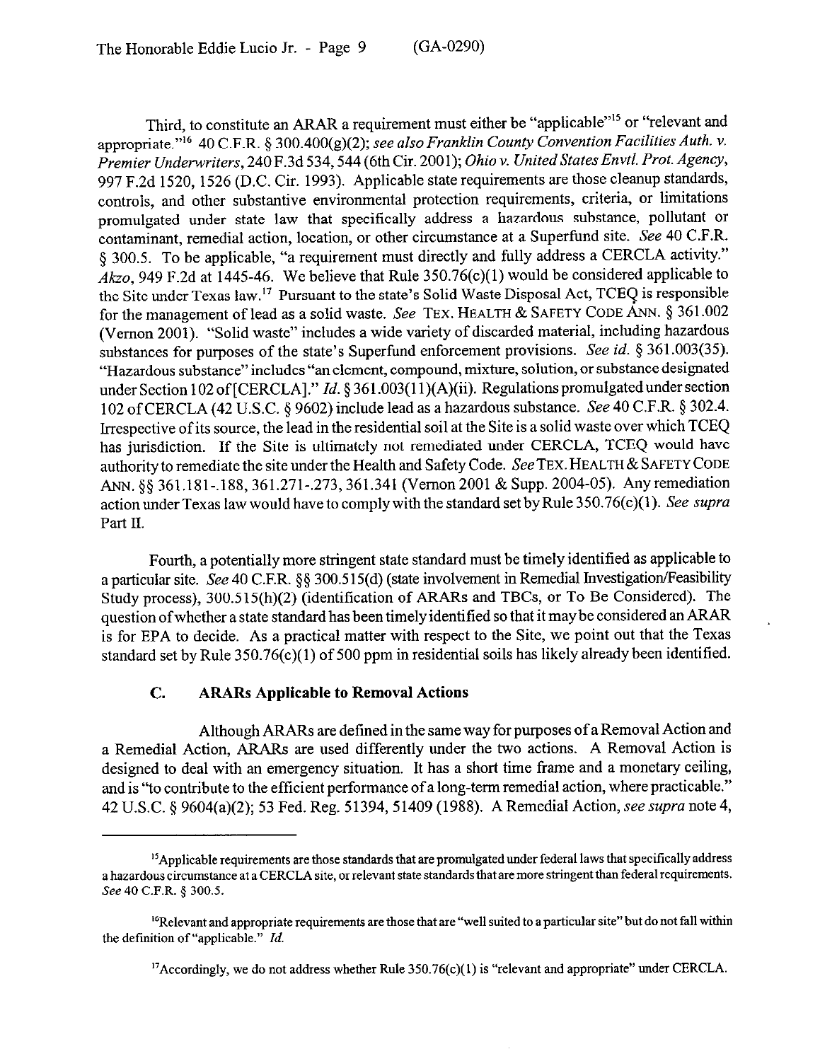Third, to constitute an ARAR a requirement must either be "applicable"[15] or "relevant and appropriate."[16] 40 C.F.R. § 300.400(g)(2); *see also Franklin County Convention Facilities Auth. v. Premier Underwriters*, 240 F.3d 534, 544 (6th Cir. 2001); *Ohio v. United States Envtl. Prot. Agency*, 997 F.2d 1520, 1526 (D.C. Cir. 1993). Applicable state requirements are those cleanup standards, controls, and other substantive environmental protection requirements, criteria, or limitations promulgated under state law that specifically address a hazardous substance, pollutant or contaminant, remedial action, location, or other circumstance at a Superfund site. *See* 40 C.F.R. § 300.5. To be applicable, "a requirement must directly and fully address a CERCLA activity." *Akzo*, 949 F.2d at 1445-46. We believe that Rule 350.76(c)(1) would be considered applicable to the Site under Texas law.[17] Pursuant to the state's Solid Waste Disposal Act, TCEQ is responsible for the management of lead as a solid waste. *See* TEX. HEALTH & SAFETY CODE ANN. § 361.002 (Vernon 2001). "Solid waste" includes a wide variety of discarded material, including hazardous substances for purposes of the state's Superfund enforcement provisions. *See id.* § 361.003(35). "Hazardous substance" includes "an element, compound, mixture, solution, or substance designated under Section 102 of [CERCLA]." *Id.* § 361.003(11)(A)(ii). Regulations promulgated under section 102 of CERCLA (42 U.S.C. § 9602) include lead as a hazardous substance. *See* 40 C.F.R. § 302.4. Irrespective of its source, the lead in the residential soil at the Site is a solid waste over which TCEQ has jurisdiction. If the Site is ultimately not remediated under CERCLA, TCEQ would have authority to remediate the site under the Health and Safety Code. *See* TEX. HEALTH & SAFETY CODE ANN. §§ 361.181-.188, 361.271-.273, 361.341 (Vernon 2001 & Supp. 2004-05). Any remediation action under Texas law would have to comply with the standard set by Rule 350.76(c)(1). *See supra* Part II.

Fourth, a potentially more stringent state standard must be timely identified as applicable to a particular site. *See* 40 C.F.R. §§ 300.515(d) (state involvement in Remedial Investigation/Feasibility Study process), 300.515(h)(2) (identification of ARARs and TBCs, or To Be Considered). The question of whether a state standard has been timely identified so that it may be considered an ARAR is for EPA to decide. As a practical matter with respect to the Site, we point out that the Texas standard set by Rule 350.76(c)(1) of 500 ppm in residential soils has likely already been identified.

### C. ARARs Applicable to Removal Actions

Although ARARs are defined in the same way for purposes of a Removal Action and a Remedial Action, ARARs are used differently under the two actions. A Removal Action is designed to deal with an emergency situation. It has a short time frame and a monetary ceiling, and is "to contribute to the efficient performance of a long-term remedial action, where practicable." 42 U.S.C. § 9604(a)(2); 53 Fed. Reg. 51394, 51409 (1988). A Remedial Action, *see supra* note 4,

---

[15] Applicable requirements are those standards that are promulgated under federal laws that specifically address a hazardous circumstance at a CERCLA site, or relevant state standards that are more stringent than federal requirements. *See* 40 C.F.R. § 300.5.

[16] Relevant and appropriate requirements are those that are "well suited to a particular site" but do not fall within the definition of "applicable." *Id.*

[17] Accordingly, we do not address whether Rule 350.76(c)(1) is "relevant and appropriate" under CERCLA.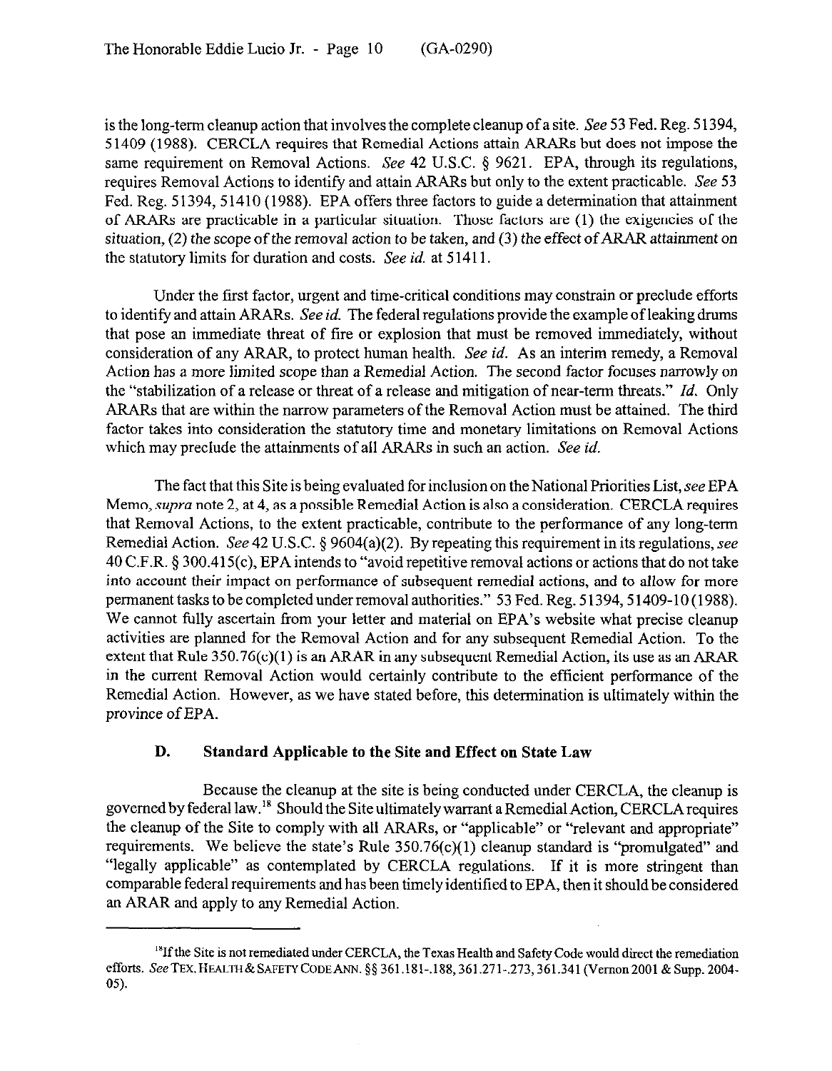is the long-term cleanup action that involves the complete cleanup of a site. *See* 53 Fed. Reg. 51394, 51409 (1988). CERCLA requires that Remedial Actions attain ARARs but does not impose the same requirement on Removal Actions. *See* 42 U.S.C. § 9621. EPA, through its regulations, requires Removal Actions to identify and attain ARARs but only to the extent practicable. *See* 53 Fed. Reg. 51394, 51410 (1988). EPA offers three factors to guide a determination that attainment of ARARs are practicable in a particular situation. Those factors are (1) the exigencies of the situation, (2) the scope of the removal action to be taken, and (3) the effect of ARAR attainment on the statutory limits for duration and costs. *See id.* at 51411.

Under the first factor, urgent and time-critical conditions may constrain or preclude efforts to identify and attain ARARs. *See id.* The federal regulations provide the example of leaking drums that pose an immediate threat of fire or explosion that must be removed immediately, without consideration of any ARAR, to protect human health. *See id.* As an interim remedy, a Removal Action has a more limited scope than a Remedial Action. The second factor focuses narrowly on the "stabilization of a release or threat of a release and mitigation of near-term threats." *Id.* Only ARARs that are within the narrow parameters of the Removal Action must be attained. The third factor takes into consideration the statutory time and monetary limitations on Removal Actions which may preclude the attainments of all ARARs in such an action. *See id.*

The fact that this Site is being evaluated for inclusion on the National Priorities List, *see* EPA Memo, *supra* note 2, at 4, as a possible Remedial Action is also a consideration. CERCLA requires that Removal Actions, to the extent practicable, contribute to the performance of any long-term Remedial Action. *See* 42 U.S.C. § 9604(a)(2). By repeating this requirement in its regulations, *see* 40 C.F.R. § 300.415(c), EPA intends to "avoid repetitive removal actions or actions that do not take into account their impact on performance of subsequent remedial actions, and to allow for more permanent tasks to be completed under removal authorities." 53 Fed. Reg. 51394, 51409-10 (1988). We cannot fully ascertain from your letter and material on EPA's website what precise cleanup activities are planned for the Removal Action and for any subsequent Remedial Action. To the extent that Rule 350.76(c)(1) is an ARAR in any subsequent Remedial Action, its use as an ARAR in the current Removal Action would certainly contribute to the efficient performance of the Remedial Action. However, as we have stated before, this determination is ultimately within the province of EPA.

## D. Standard Applicable to the Site and Effect on State Law

Because the cleanup at the site is being conducted under CERCLA, the cleanup is governed by federal law.[18] Should the Site ultimately warrant a Remedial Action, CERCLA requires the cleanup of the Site to comply with all ARARs, or "applicable" or "relevant and appropriate" requirements. We believe the state's Rule 350.76(c)(1) cleanup standard is "promulgated" and "legally applicable" as contemplated by CERCLA regulations. If it is more stringent than comparable federal requirements and has been timely identified to EPA, then it should be considered an ARAR and apply to any Remedial Action.

---

[18] If the Site is not remediated under CERCLA, the Texas Health and Safety Code would direct the remediation efforts. *See* TEX. HEALTH & SAFETY CODE ANN. §§ 361.181-.188, 361.271-.273, 361.341 (Vernon 2001 & Supp. 2004-05).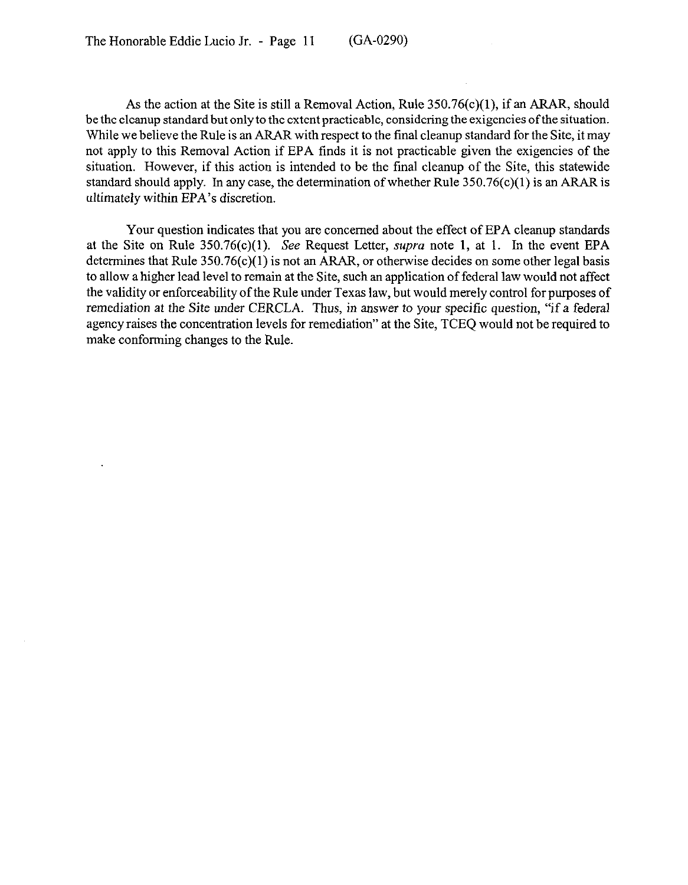As the action at the Site is still a Removal Action, Rule 350.76(c)(1), if an ARAR, should be the cleanup standard but only to the extent practicable, considering the exigencies of the situation. While we believe the Rule is an ARAR with respect to the final cleanup standard for the Site, it may not apply to this Removal Action if EPA finds it is not practicable given the exigencies of the situation. However, if this action is intended to be the final cleanup of the Site, this statewide standard should apply. In any case, the determination of whether Rule 350.76(c)(1) is an ARAR is ultimately within EPA's discretion.

Your question indicates that you are concerned about the effect of EPA cleanup standards at the Site on Rule 350.76(c)(1). *See* Request Letter, *supra* note 1, at 1. In the event EPA determines that Rule 350.76(c)(1) is not an ARAR, or otherwise decides on some other legal basis to allow a higher lead level to remain at the Site, such an application of federal law would not affect the validity or enforceability of the Rule under Texas law, but would merely control for purposes of remediation at the Site under CERCLA. Thus, in answer to your specific question, "if a federal agency raises the concentration levels for remediation" at the Site, TCEQ would not be required to make conforming changes to the Rule.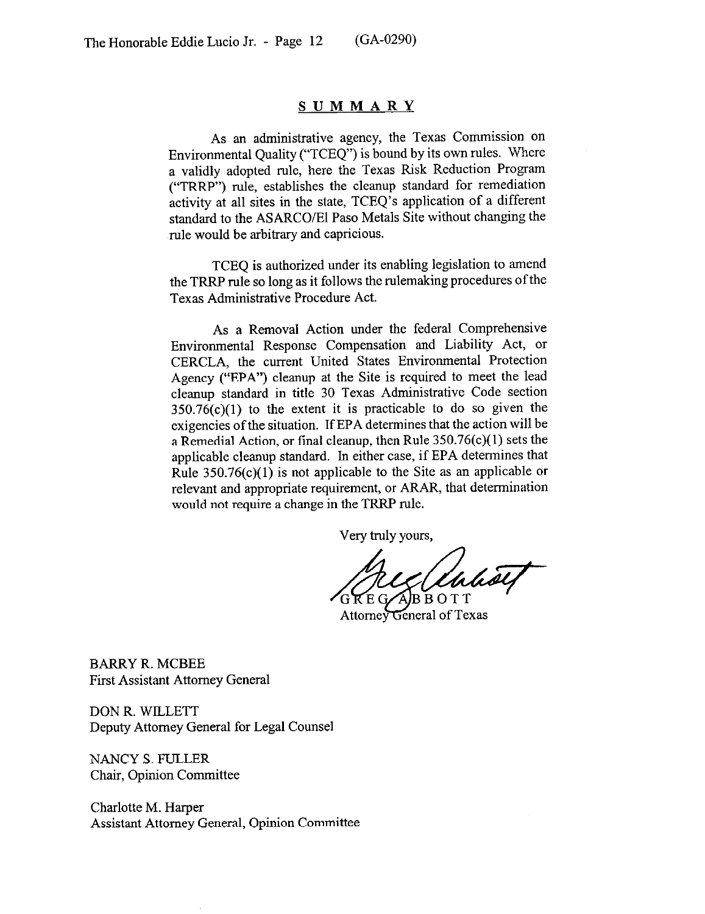## SUMMARY

As an administrative agency, the Texas Commission on Environmental Quality ("TCEQ") is bound by its own rules. Where a validly adopted rule, here the Texas Risk Reduction Program ("TRRP") rule, establishes the cleanup standard for remediation activity at all sites in the state, TCEQ's application of a different standard to the ASARCO/El Paso Metals Site without changing the rule would be arbitrary and capricious.

TCEQ is authorized under its enabling legislation to amend the TRRP rule so long as it follows the rulemaking procedures of the Texas Administrative Procedure Act.

As a Removal Action under the federal Comprehensive Environmental Response Compensation and Liability Act, or CERCLA, the current United States Environmental Protection Agency ("EPA") cleanup at the Site is required to meet the lead cleanup standard in title 30 Texas Administrative Code section 350.76(c)(1) to the extent it is practicable to do so given the exigencies of the situation. If EPA determines that the action will be a Remedial Action, or final cleanup, then Rule 350.76(c)(1) sets the applicable cleanup standard. In either case, if EPA determines that Rule 350.76(c)(1) is not applicable to the Site as an applicable or relevant and appropriate requirement, or ARAR, that determination would not require a change in the TRRP rule.

Very truly yours,

GREG ABBOTT
Attorney General of Texas

BARRY R. MCBEE
First Assistant Attorney General

DON R. WILLETT
Deputy Attorney General for Legal Counsel

NANCY S. FULLER
Chair, Opinion Committee

Charlotte M. Harper
Assistant Attorney General, Opinion Committee